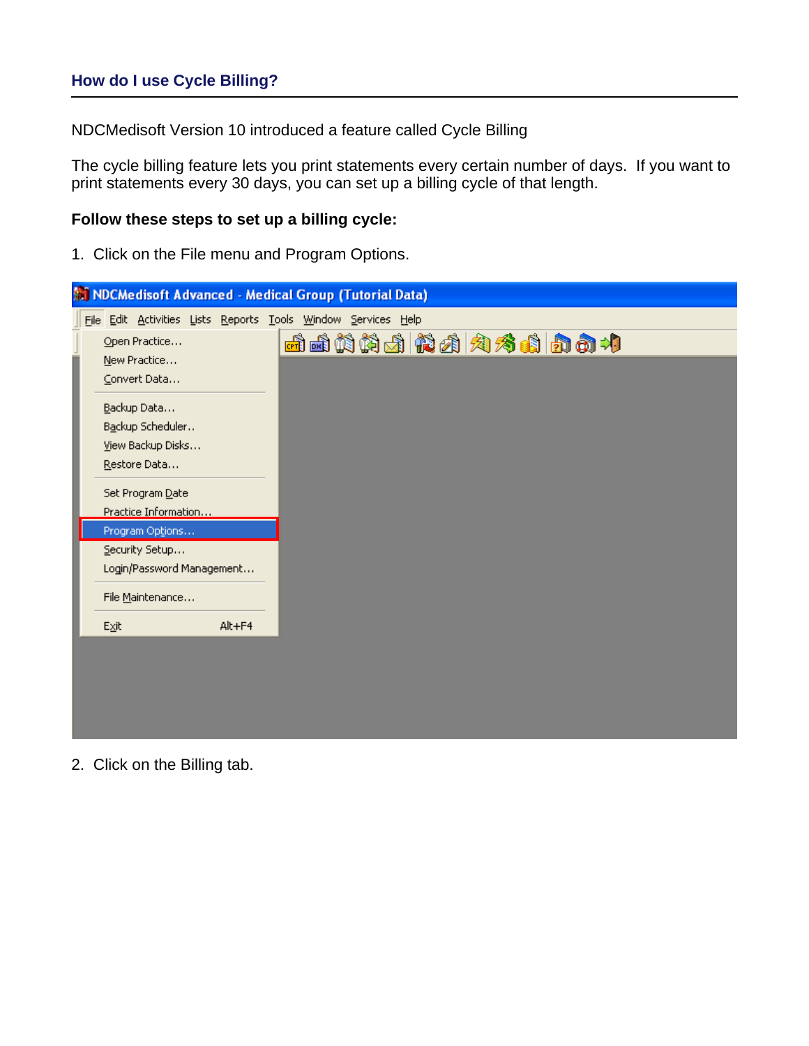## How do I use Cycle Billing?

NDCMedisoft Version 10 introduced a feature called Cycle Billing

The cycle billing feature lets you print statements every certain number of days. If you want to print statements every 30 days, you can set up a billing cycle of that length.

**Follow these steps to set up a billing cycle:**

1. Click on the File menu and Program Options.

2. Click on the Billing tab.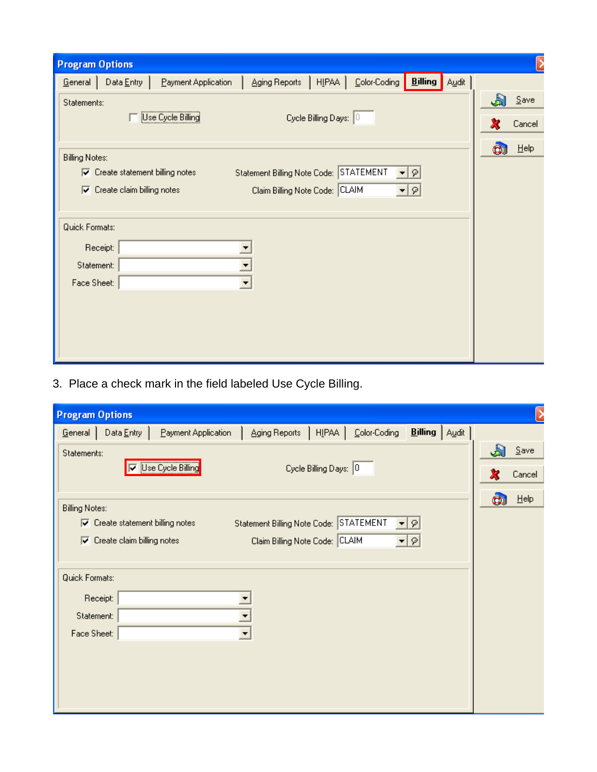3. Place a check mark in the field labeled Use Cycle Billing.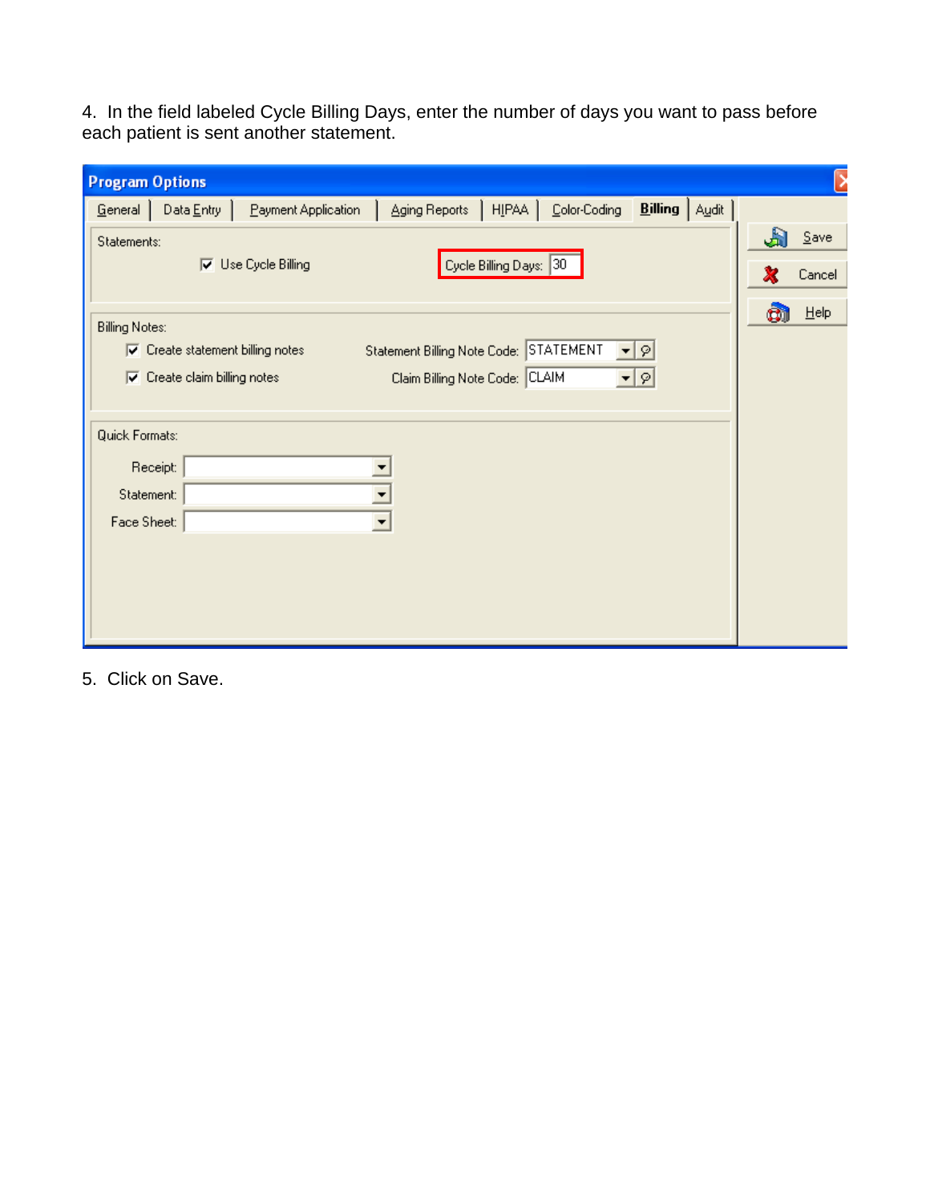4. In the field labeled Cycle Billing Days, enter the number of days you want to pass before each patient is sent another statement.

5. Click on Save.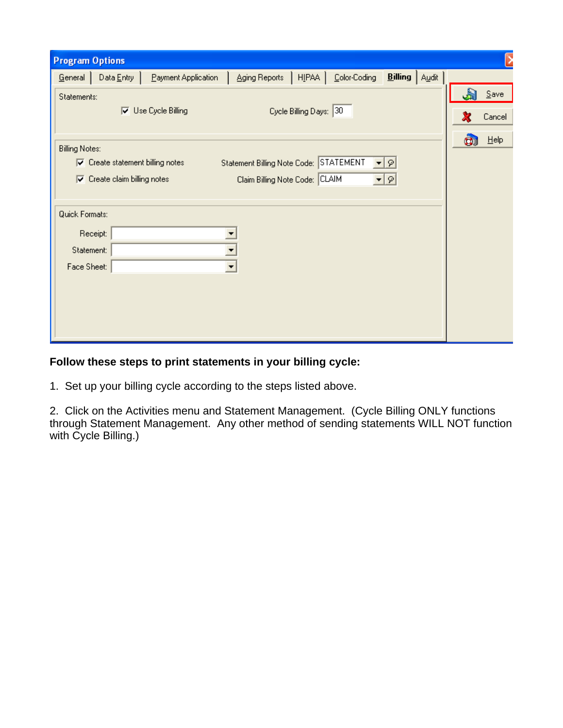**Follow these steps to print statements in your billing cycle:**

1. Set up your billing cycle according to the steps listed above.

2. Click on the Activities menu and Statement Management. (Cycle Billing ONLY functions through Statement Management. Any other method of sending statements WILL NOT function with Cycle Billing.)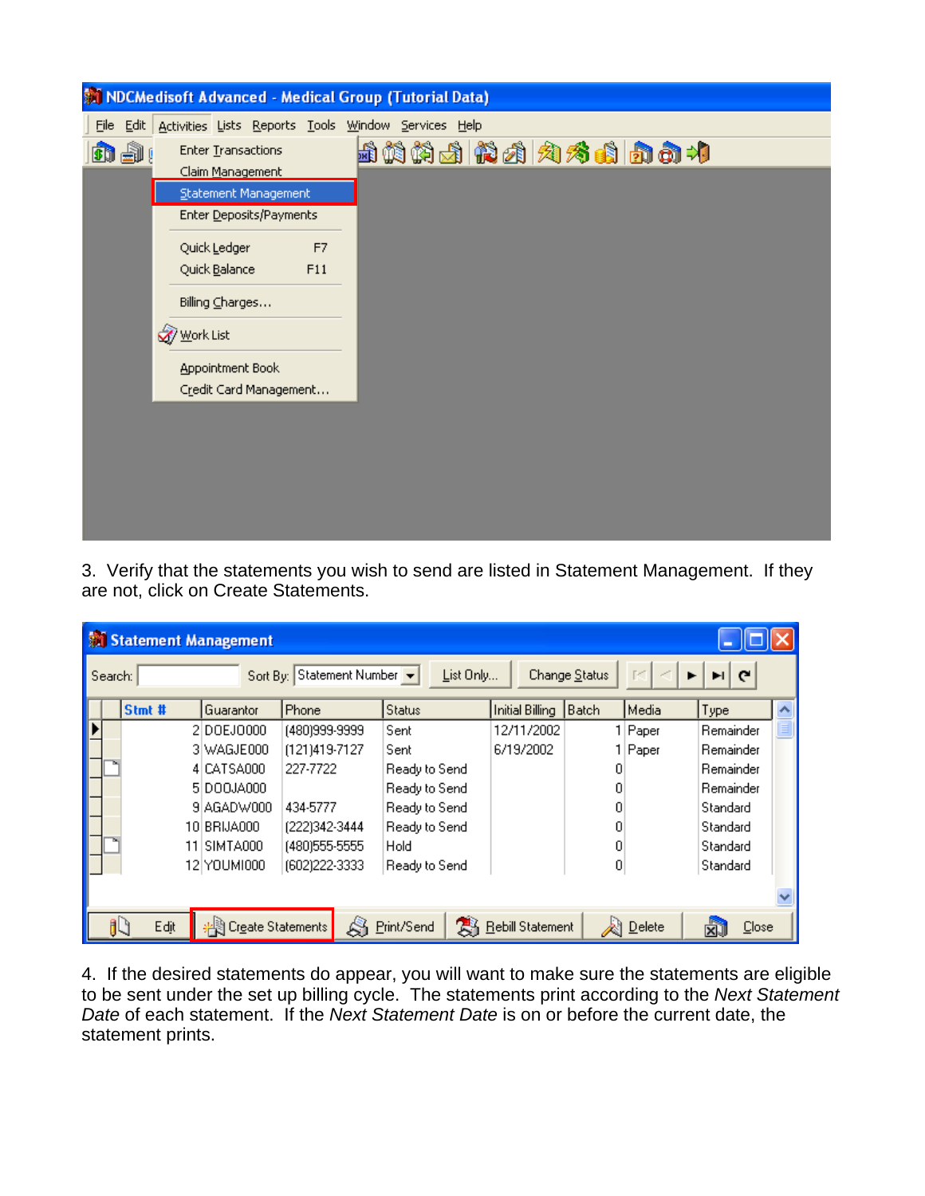3. Verify that the statements you wish to send are listed in Statement Management. If they are not, click on Create Statements.

4. If the desired statements do appear, you will want to make sure the statements are eligible to be sent under the set up billing cycle. The statements print according to the *Next Statement Date* of each statement. If the *Next Statement Date* is on or before the current date, the statement prints.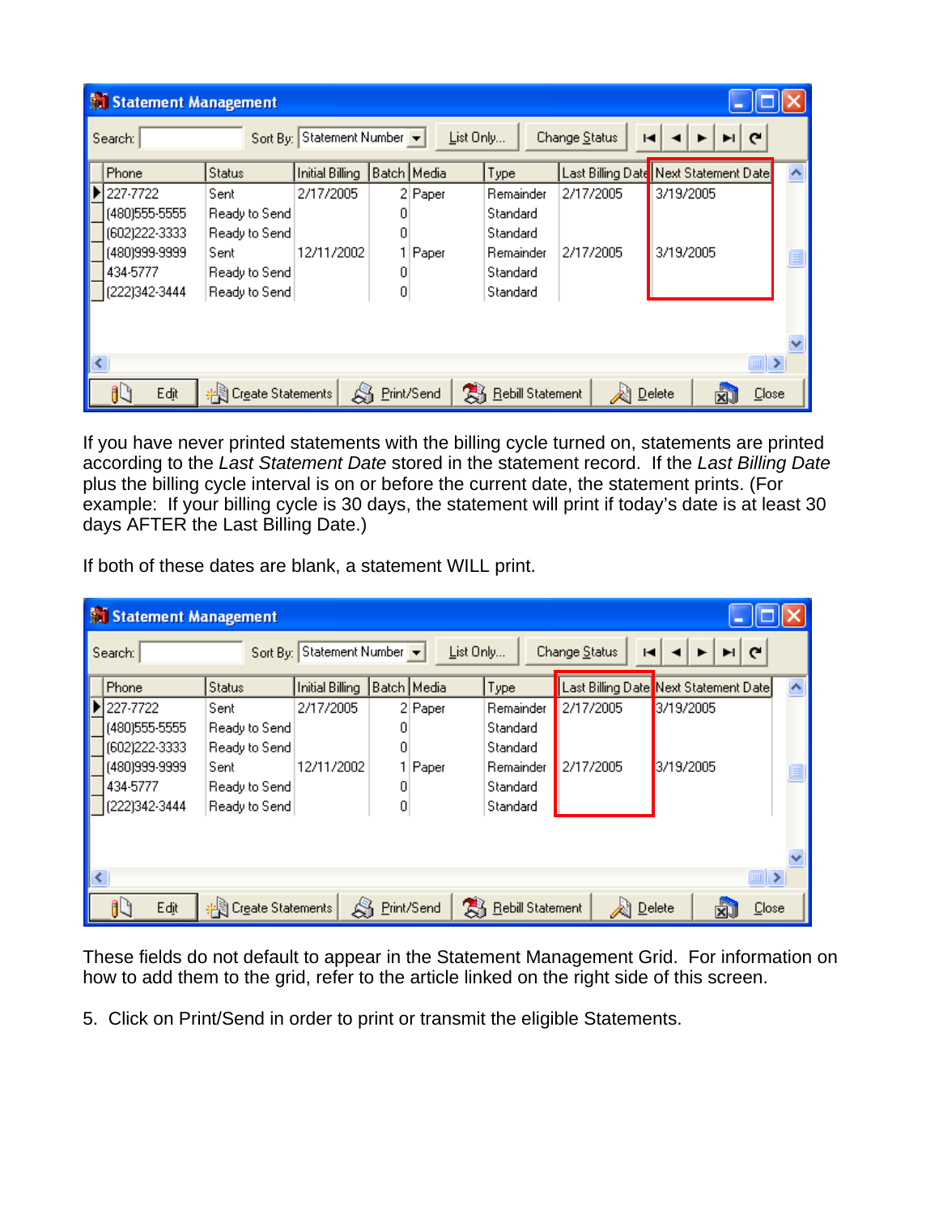| Phone | Status | Initial Billing | Batch | Media | Type | Last Billing Date | Next Statement Date |
|---|---|---|---|---|---|---|---|
| 227-7722 | Sent | 2/17/2005 | 2 | Paper | Remainder | 2/17/2005 | 3/19/2005 |
| (480)555-5555 | Ready to Send | | 0 | | Standard | | |
| (602)222-3333 | Ready to Send | | 0 | | Standard | | |
| (480)999-9999 | Sent | 12/11/2002 | 1 | Paper | Remainder | 2/17/2005 | 3/19/2005 |
| 434-5777 | Ready to Send | | 0 | | Standard | | |
| (222)342-3444 | Ready to Send | | 0 | | Standard | | |

If you have never printed statements with the billing cycle turned on, statements are printed according to the *Last Statement Date* stored in the statement record. If the *Last Billing Date* plus the billing cycle interval is on or before the current date, the statement prints. (For example: If your billing cycle is 30 days, the statement will print if today's date is at least 30 days AFTER the Last Billing Date.)

If both of these dates are blank, a statement WILL print.

| Phone | Status | Initial Billing | Batch | Media | Type | Last Billing Date | Next Statement Date |
|---|---|---|---|---|---|---|---|
| 227-7722 | Sent | 2/17/2005 | 2 | Paper | Remainder | 2/17/2005 | 3/19/2005 |
| (480)555-5555 | Ready to Send | | 0 | | Standard | | |
| (602)222-3333 | Ready to Send | | 0 | | Standard | | |
| (480)999-9999 | Sent | 12/11/2002 | 1 | Paper | Remainder | 2/17/2005 | 3/19/2005 |
| 434-5777 | Ready to Send | | 0 | | Standard | | |
| (222)342-3444 | Ready to Send | | 0 | | Standard | | |

These fields do not default to appear in the Statement Management Grid. For information on how to add them to the grid, refer to the article linked on the right side of this screen.

5. Click on Print/Send in order to print or transmit the eligible Statements.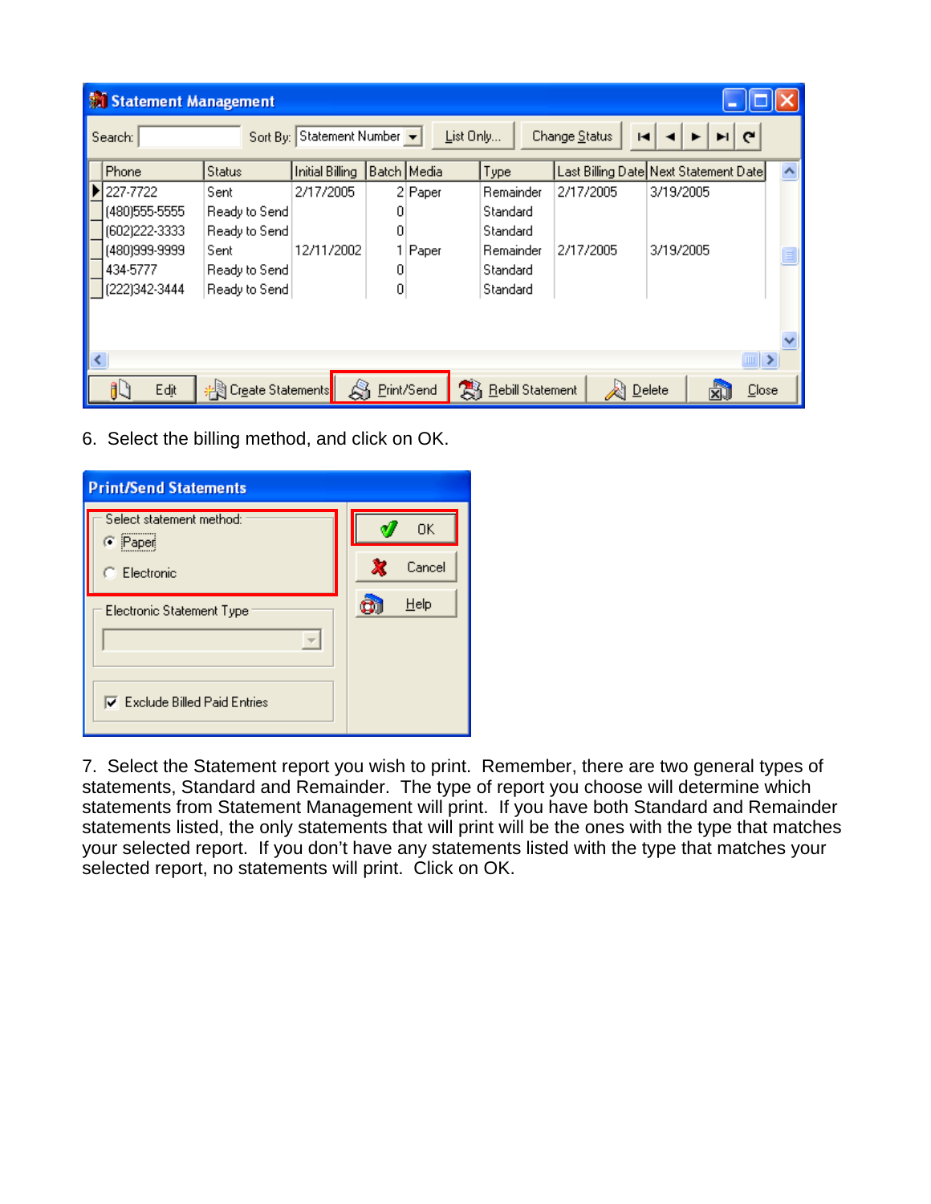6. Select the billing method, and click on OK.

7. Select the Statement report you wish to print. Remember, there are two general types of statements, Standard and Remainder. The type of report you choose will determine which statements from Statement Management will print. If you have both Standard and Remainder statements listed, the only statements that will print will be the ones with the type that matches your selected report. If you don't have any statements listed with the type that matches your selected report, no statements will print. Click on OK.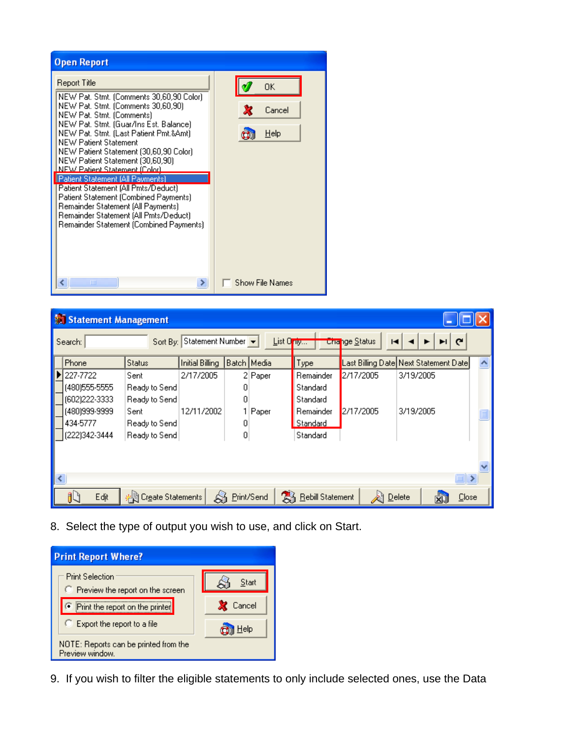8. Select the type of output you wish to use, and click on Start.

9. If you wish to filter the eligible statements to only include selected ones, use the Data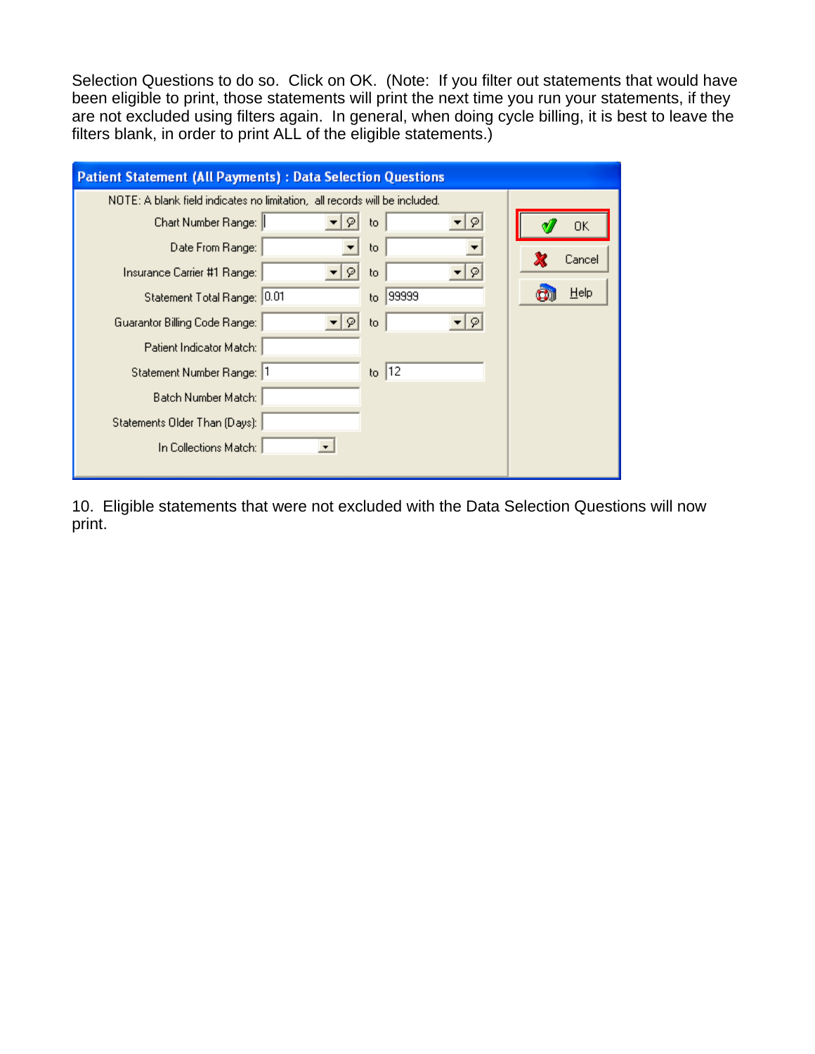Selection Questions to do so. Click on OK. (Note: If you filter out statements that would have been eligible to print, those statements will print the next time you run your statements, if they are not excluded using filters again. In general, when doing cycle billing, it is best to leave the filters blank, in order to print ALL of the eligible statements.)

**Patient Statement (All Payments) : Data Selection Questions**

NOTE: A blank field indicates no limitation, all records will be included.

| Field | From | | To |
|---|---|---|---|
| Chart Number Range: | | to | |
| Date From Range: | | to | |
| Insurance Carrier #1 Range: | | to | |
| Statement Total Range: | 0.01 | to | 99999 |
| Guarantor Billing Code Range: | | to | |
| Patient Indicator Match: | | | |
| Statement Number Range: | 1 | to | 12 |
| Batch Number Match: | | | |
| Statements Older Than (Days): | | | |
| In Collections Match: | | | |

OK | Cancel | Help

10. Eligible statements that were not excluded with the Data Selection Questions will now print.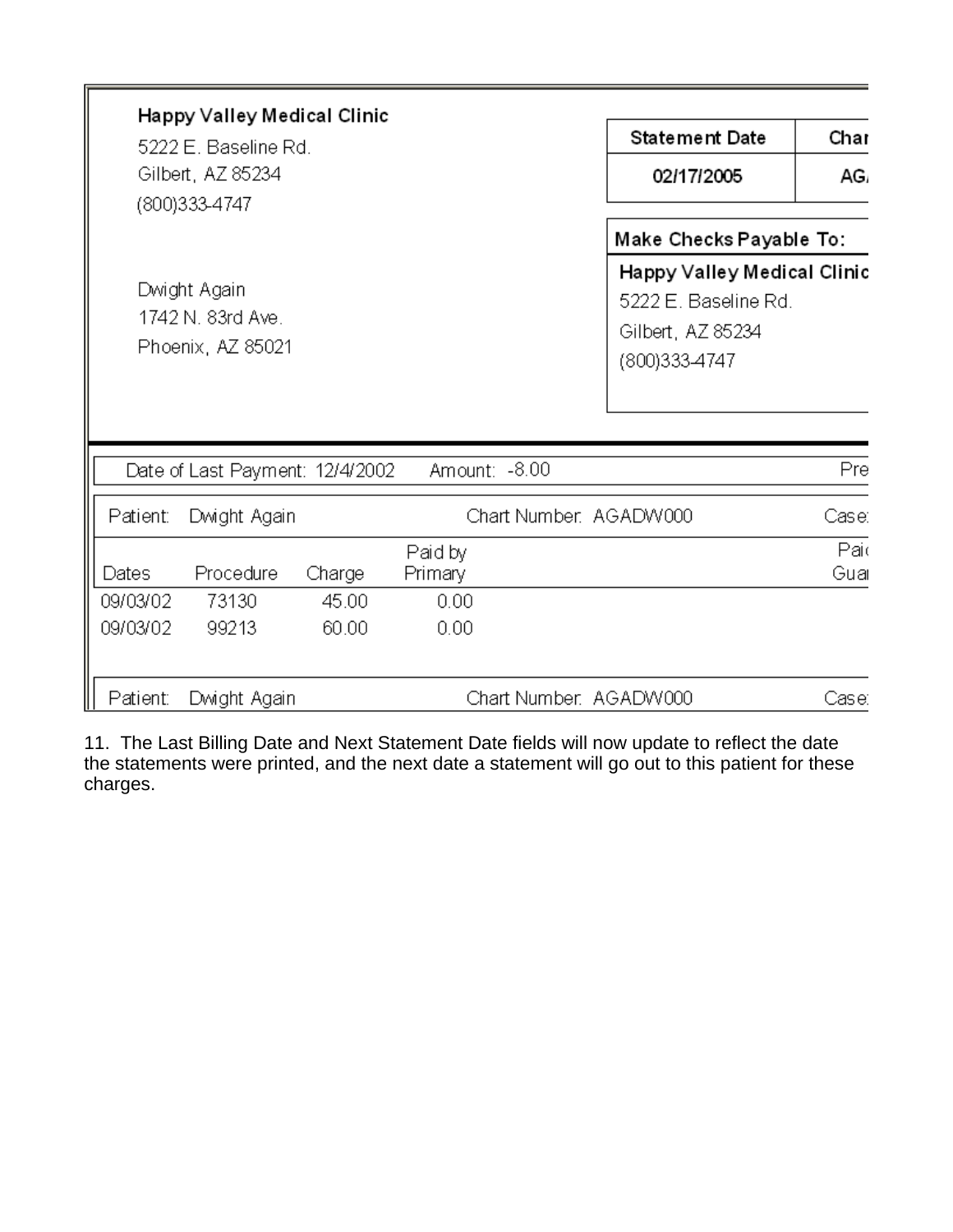**Happy Valley Medical Clinic**
5222 E. Baseline Rd.
Gilbert, AZ 85234
(800)333-4747

| Statement Date | Char |
|---|---|
| 02/17/2005 | AG |

**Make Checks Payable To:**

**Happy Valley Medical Clinic**
5222 E. Baseline Rd.
Gilbert, AZ 85234
(800)333-4747

Dwight Again
1742 N. 83rd Ave.
Phoenix, AZ 85021

Date of Last Payment: 12/4/2002 Amount: -8.00 Pre

Patient: Dwight Again Chart Number: AGADW000 Case:

| Dates | Procedure | Charge | Paid by Primary | Pai Gua |
|---|---|---|---|---|
| 09/03/02 | 73130 | 45.00 | 0.00 | |
| 09/03/02 | 99213 | 60.00 | 0.00 | |

Patient: Dwight Again Chart Number: AGADW000 Case:

11. The Last Billing Date and Next Statement Date fields will now update to reflect the date the statements were printed, and the next date a statement will go out to this patient for these charges.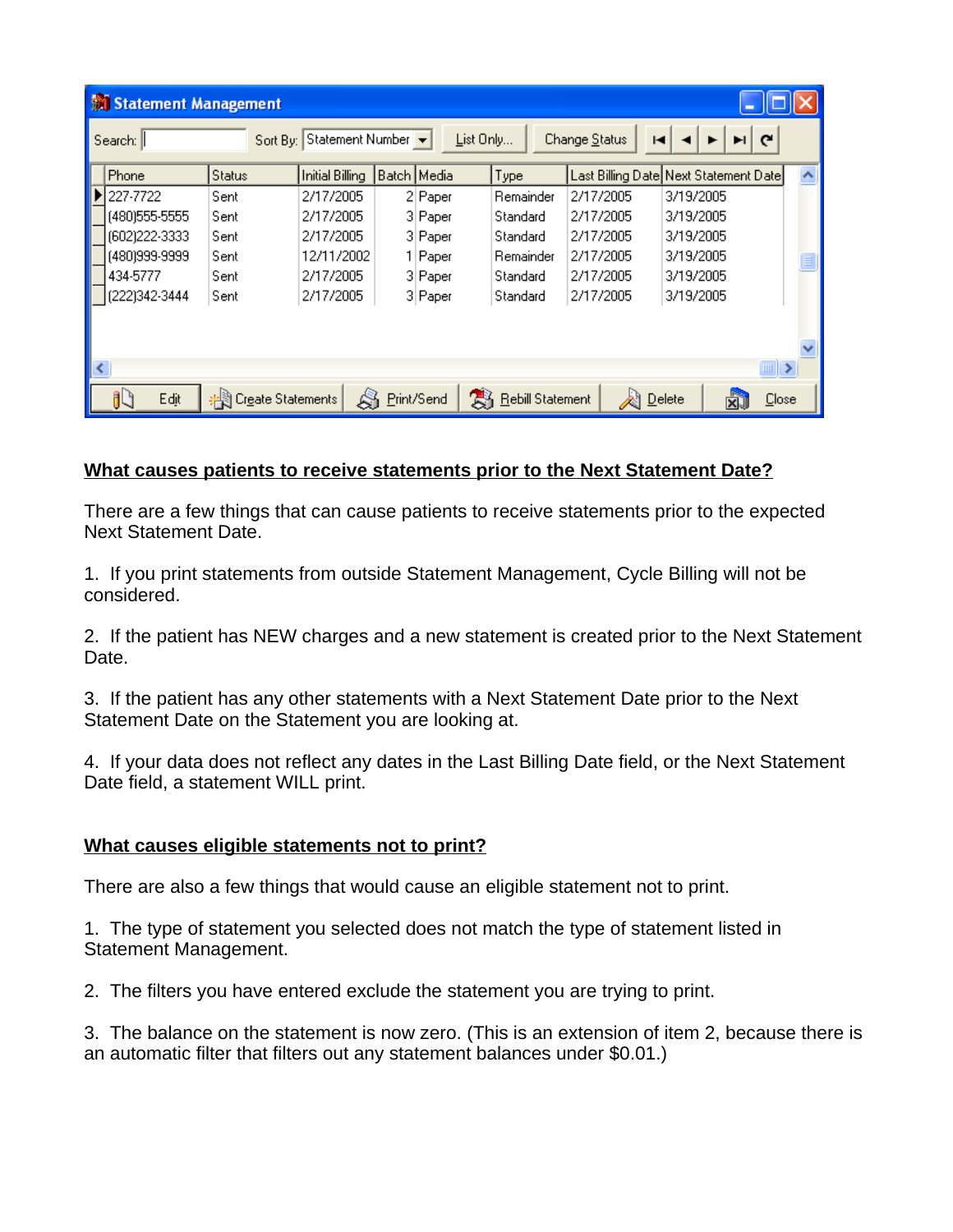**Statement Management**

Search: Sort By: Statement Number | List Only... | Change Status

| Phone | Status | Initial Billing | Batch | Media | Type | Last Billing Date | Next Statement Date |
|---|---|---|---|---|---|---|---|
| 227-7722 | Sent | 2/17/2005 | 2 | Paper | Remainder | 2/17/2005 | 3/19/2005 |
| (480)555-5555 | Sent | 2/17/2005 | 3 | Paper | Standard | 2/17/2005 | 3/19/2005 |
| (602)222-3333 | Sent | 2/17/2005 | 3 | Paper | Standard | 2/17/2005 | 3/19/2005 |
| (480)999-9999 | Sent | 12/11/2002 | 1 | Paper | Remainder | 2/17/2005 | 3/19/2005 |
| 434-5777 | Sent | 2/17/2005 | 3 | Paper | Standard | 2/17/2005 | 3/19/2005 |
| (222)342-3444 | Sent | 2/17/2005 | 3 | Paper | Standard | 2/17/2005 | 3/19/2005 |

Edit | Create Statements | Print/Send | Rebill Statement | Delete | Close

## What causes patients to receive statements prior to the Next Statement Date?

There are a few things that can cause patients to receive statements prior to the expected Next Statement Date.

1. If you print statements from outside Statement Management, Cycle Billing will not be considered.

2. If the patient has NEW charges and a new statement is created prior to the Next Statement Date.

3. If the patient has any other statements with a Next Statement Date prior to the Next Statement Date on the Statement you are looking at.

4. If your data does not reflect any dates in the Last Billing Date field, or the Next Statement Date field, a statement WILL print.

## What causes eligible statements not to print?

There are also a few things that would cause an eligible statement not to print.

1. The type of statement you selected does not match the type of statement listed in Statement Management.

2. The filters you have entered exclude the statement you are trying to print.

3. The balance on the statement is now zero. (This is an extension of item 2, because there is an automatic filter that filters out any statement balances under $0.01.)